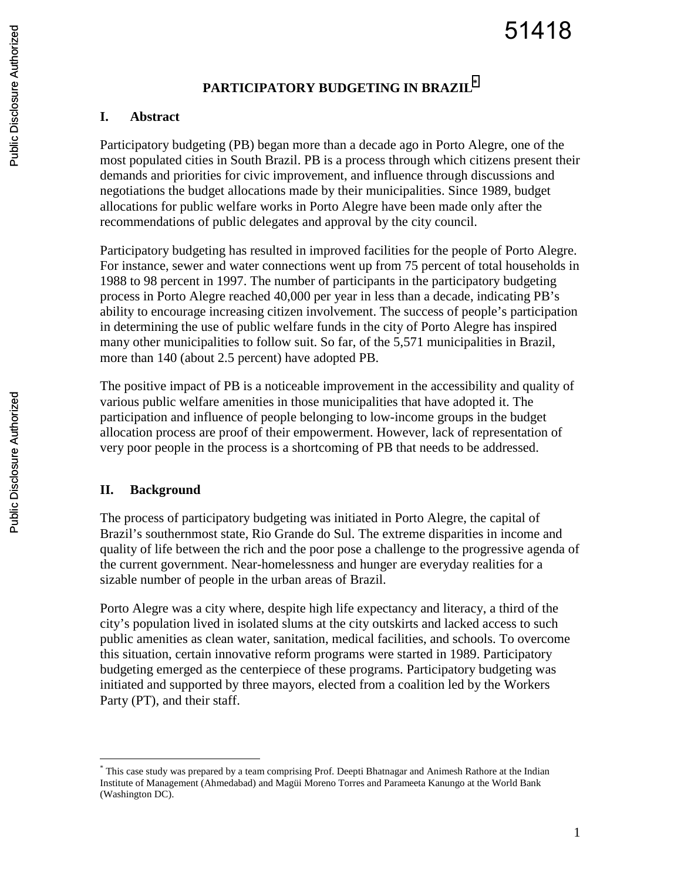# PARTICIPATORY BUDGETING IN BRAZIL[*]

## I. Abstract

Participatory budgeting (PB) began more than a decade ago in Porto Alegre, one of the most populated cities in South Brazil. PB is a process through which citizens present their demands and priorities for civic improvement, and influence through discussions and negotiations the budget allocations made by their municipalities. Since 1989, budget allocations for public welfare works in Porto Alegre have been made only after the recommendations of public delegates and approval by the city council.

Participatory budgeting has resulted in improved facilities for the people of Porto Alegre. For instance, sewer and water connections went up from 75 percent of total households in 1988 to 98 percent in 1997. The number of participants in the participatory budgeting process in Porto Alegre reached 40,000 per year in less than a decade, indicating PB's ability to encourage increasing citizen involvement. The success of people's participation in determining the use of public welfare funds in the city of Porto Alegre has inspired many other municipalities to follow suit. So far, of the 5,571 municipalities in Brazil, more than 140 (about 2.5 percent) have adopted PB.

The positive impact of PB is a noticeable improvement in the accessibility and quality of various public welfare amenities in those municipalities that have adopted it. The participation and influence of people belonging to low-income groups in the budget allocation process are proof of their empowerment. However, lack of representation of very poor people in the process is a shortcoming of PB that needs to be addressed.

## II. Background

The process of participatory budgeting was initiated in Porto Alegre, the capital of Brazil's southernmost state, Rio Grande do Sul. The extreme disparities in income and quality of life between the rich and the poor pose a challenge to the progressive agenda of the current government. Near-homelessness and hunger are everyday realities for a sizable number of people in the urban areas of Brazil.

Porto Alegre was a city where, despite high life expectancy and literacy, a third of the city's population lived in isolated slums at the city outskirts and lacked access to such public amenities as clean water, sanitation, medical facilities, and schools. To overcome this situation, certain innovative reform programs were started in 1989. Participatory budgeting emerged as the centerpiece of these programs. Participatory budgeting was initiated and supported by three mayors, elected from a coalition led by the Workers Party (PT), and their staff.

---

[*] This case study was prepared by a team comprising Prof. Deepti Bhatnagar and Animesh Rathore at the Indian Institute of Management (Ahmedabad) and Magüi Moreno Torres and Parameeta Kanungo at the World Bank (Washington DC).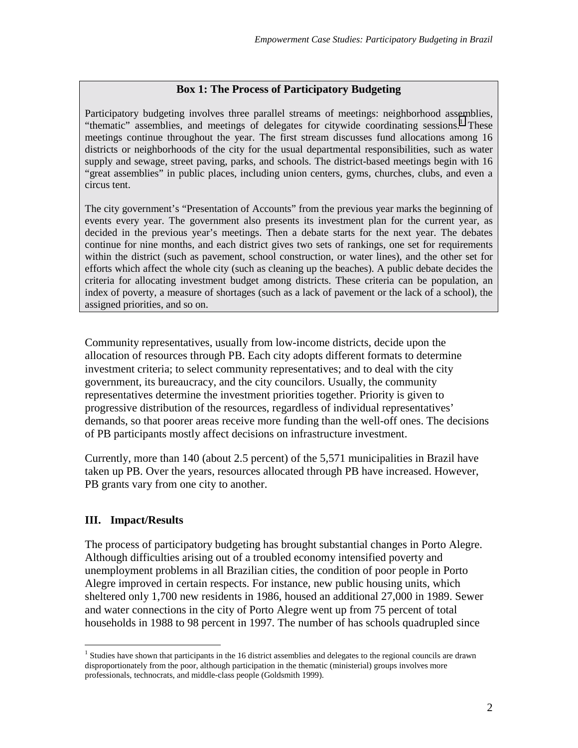**Box 1: The Process of Participatory Budgeting**

Participatory budgeting involves three parallel streams of meetings: neighborhood assemblies, "thematic" assemblies, and meetings of delegates for citywide coordinating sessions.[1] These meetings continue throughout the year. The first stream discusses fund allocations among 16 districts or neighborhoods of the city for the usual departmental responsibilities, such as water supply and sewage, street paving, parks, and schools. The district-based meetings begin with 16 "great assemblies" in public places, including union centers, gyms, churches, clubs, and even a circus tent.

The city government's "Presentation of Accounts" from the previous year marks the beginning of events every year. The government also presents its investment plan for the current year, as decided in the previous year's meetings. Then a debate starts for the next year. The debates continue for nine months, and each district gives two sets of rankings, one set for requirements within the district (such as pavement, school construction, or water lines), and the other set for efforts which affect the whole city (such as cleaning up the beaches). A public debate decides the criteria for allocating investment budget among districts. These criteria can be population, an index of poverty, a measure of shortages (such as a lack of pavement or the lack of a school), the assigned priorities, and so on.

Community representatives, usually from low-income districts, decide upon the allocation of resources through PB. Each city adopts different formats to determine investment criteria; to select community representatives; and to deal with the city government, its bureaucracy, and the city councilors. Usually, the community representatives determine the investment priorities together. Priority is given to progressive distribution of the resources, regardless of individual representatives' demands, so that poorer areas receive more funding than the well-off ones. The decisions of PB participants mostly affect decisions on infrastructure investment.

Currently, more than 140 (about 2.5 percent) of the 5,571 municipalities in Brazil have taken up PB. Over the years, resources allocated through PB have increased. However, PB grants vary from one city to another.

## III. Impact/Results

The process of participatory budgeting has brought substantial changes in Porto Alegre. Although difficulties arising out of a troubled economy intensified poverty and unemployment problems in all Brazilian cities, the condition of poor people in Porto Alegre improved in certain respects. For instance, new public housing units, which sheltered only 1,700 new residents in 1986, housed an additional 27,000 in 1989. Sewer and water connections in the city of Porto Alegre went up from 75 percent of total households in 1988 to 98 percent in 1997. The number of has schools quadrupled since

---

[1] Studies have shown that participants in the 16 district assemblies and delegates to the regional councils are drawn disproportionately from the poor, although participation in the thematic (ministerial) groups involves more professionals, technocrats, and middle-class people (Goldsmith 1999).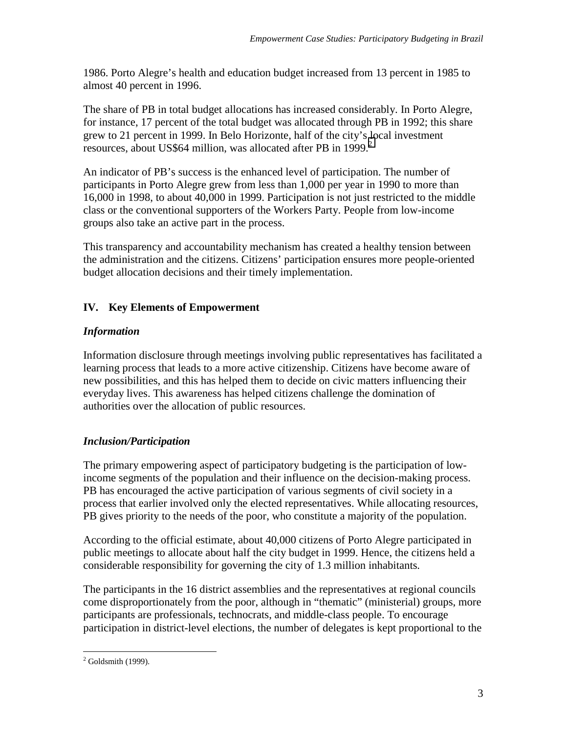1986. Porto Alegre's health and education budget increased from 13 percent in 1985 to almost 40 percent in 1996.

The share of PB in total budget allocations has increased considerably. In Porto Alegre, for instance, 17 percent of the total budget was allocated through PB in 1992; this share grew to 21 percent in 1999. In Belo Horizonte, half of the city's local investment resources, about US$64 million, was allocated after PB in 1999.[2]

An indicator of PB's success is the enhanced level of participation. The number of participants in Porto Alegre grew from less than 1,000 per year in 1990 to more than 16,000 in 1998, to about 40,000 in 1999. Participation is not just restricted to the middle class or the conventional supporters of the Workers Party. People from low-income groups also take an active part in the process.

This transparency and accountability mechanism has created a healthy tension between the administration and the citizens. Citizens' participation ensures more people-oriented budget allocation decisions and their timely implementation.

## IV. Key Elements of Empowerment

### *Information*

Information disclosure through meetings involving public representatives has facilitated a learning process that leads to a more active citizenship. Citizens have become aware of new possibilities, and this has helped them to decide on civic matters influencing their everyday lives. This awareness has helped citizens challenge the domination of authorities over the allocation of public resources.

### *Inclusion/Participation*

The primary empowering aspect of participatory budgeting is the participation of low-income segments of the population and their influence on the decision-making process. PB has encouraged the active participation of various segments of civil society in a process that earlier involved only the elected representatives. While allocating resources, PB gives priority to the needs of the poor, who constitute a majority of the population.

According to the official estimate, about 40,000 citizens of Porto Alegre participated in public meetings to allocate about half the city budget in 1999. Hence, the citizens held a considerable responsibility for governing the city of 1.3 million inhabitants.

The participants in the 16 district assemblies and the representatives at regional councils come disproportionately from the poor, although in "thematic" (ministerial) groups, more participants are professionals, technocrats, and middle-class people. To encourage participation in district-level elections, the number of delegates is kept proportional to the

[2] Goldsmith (1999).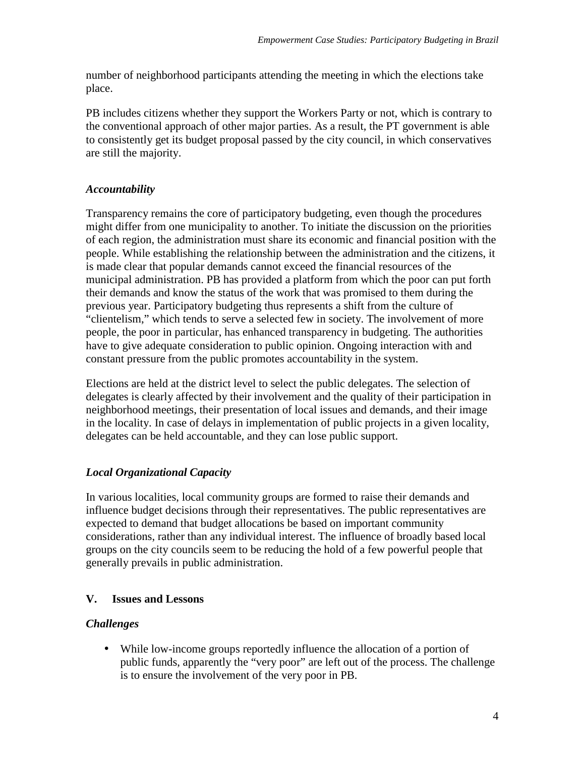number of neighborhood participants attending the meeting in which the elections take place.

PB includes citizens whether they support the Workers Party or not, which is contrary to the conventional approach of other major parties. As a result, the PT government is able to consistently get its budget proposal passed by the city council, in which conservatives are still the majority.

### *Accountability*

Transparency remains the core of participatory budgeting, even though the procedures might differ from one municipality to another. To initiate the discussion on the priorities of each region, the administration must share its economic and financial position with the people. While establishing the relationship between the administration and the citizens, it is made clear that popular demands cannot exceed the financial resources of the municipal administration. PB has provided a platform from which the poor can put forth their demands and know the status of the work that was promised to them during the previous year. Participatory budgeting thus represents a shift from the culture of "clientelism," which tends to serve a selected few in society. The involvement of more people, the poor in particular, has enhanced transparency in budgeting. The authorities have to give adequate consideration to public opinion. Ongoing interaction with and constant pressure from the public promotes accountability in the system.

Elections are held at the district level to select the public delegates. The selection of delegates is clearly affected by their involvement and the quality of their participation in neighborhood meetings, their presentation of local issues and demands, and their image in the locality. In case of delays in implementation of public projects in a given locality, delegates can be held accountable, and they can lose public support.

### *Local Organizational Capacity*

In various localities, local community groups are formed to raise their demands and influence budget decisions through their representatives. The public representatives are expected to demand that budget allocations be based on important community considerations, rather than any individual interest. The influence of broadly based local groups on the city councils seem to be reducing the hold of a few powerful people that generally prevails in public administration.

## V. Issues and Lessons

### *Challenges*

- While low-income groups reportedly influence the allocation of a portion of public funds, apparently the "very poor" are left out of the process. The challenge is to ensure the involvement of the very poor in PB.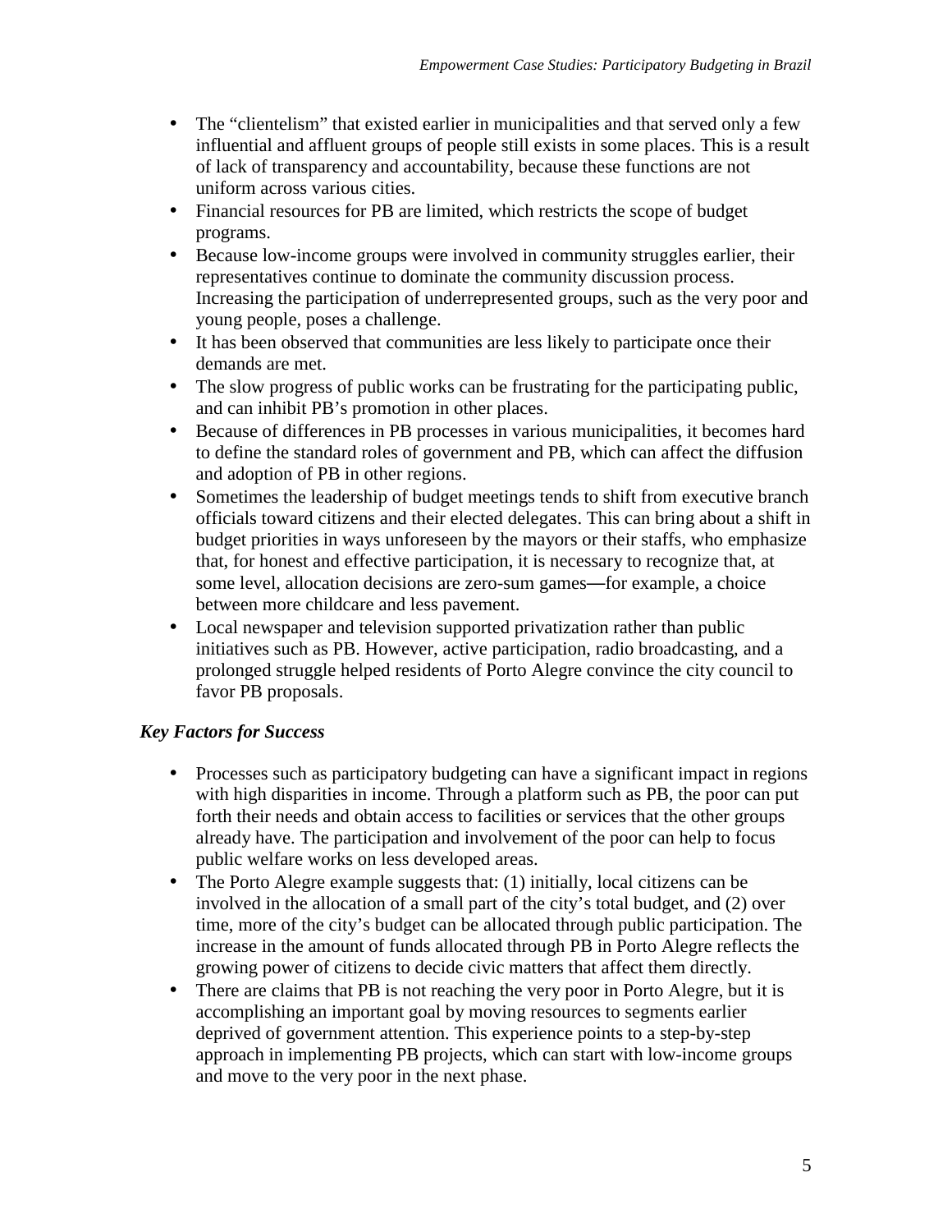- The "clientelism" that existed earlier in municipalities and that served only a few influential and affluent groups of people still exists in some places. This is a result of lack of transparency and accountability, because these functions are not uniform across various cities.
- Financial resources for PB are limited, which restricts the scope of budget programs.
- Because low-income groups were involved in community struggles earlier, their representatives continue to dominate the community discussion process. Increasing the participation of underrepresented groups, such as the very poor and young people, poses a challenge.
- It has been observed that communities are less likely to participate once their demands are met.
- The slow progress of public works can be frustrating for the participating public, and can inhibit PB's promotion in other places.
- Because of differences in PB processes in various municipalities, it becomes hard to define the standard roles of government and PB, which can affect the diffusion and adoption of PB in other regions.
- Sometimes the leadership of budget meetings tends to shift from executive branch officials toward citizens and their elected delegates. This can bring about a shift in budget priorities in ways unforeseen by the mayors or their staffs, who emphasize that, for honest and effective participation, it is necessary to recognize that, at some level, allocation decisions are zero-sum games—for example, a choice between more childcare and less pavement.
- Local newspaper and television supported privatization rather than public initiatives such as PB. However, active participation, radio broadcasting, and a prolonged struggle helped residents of Porto Alegre convince the city council to favor PB proposals.

### *Key Factors for Success*

- Processes such as participatory budgeting can have a significant impact in regions with high disparities in income. Through a platform such as PB, the poor can put forth their needs and obtain access to facilities or services that the other groups already have. The participation and involvement of the poor can help to focus public welfare works on less developed areas.
- The Porto Alegre example suggests that: (1) initially, local citizens can be involved in the allocation of a small part of the city's total budget, and (2) over time, more of the city's budget can be allocated through public participation. The increase in the amount of funds allocated through PB in Porto Alegre reflects the growing power of citizens to decide civic matters that affect them directly.
- There are claims that PB is not reaching the very poor in Porto Alegre, but it is accomplishing an important goal by moving resources to segments earlier deprived of government attention. This experience points to a step-by-step approach in implementing PB projects, which can start with low-income groups and move to the very poor in the next phase.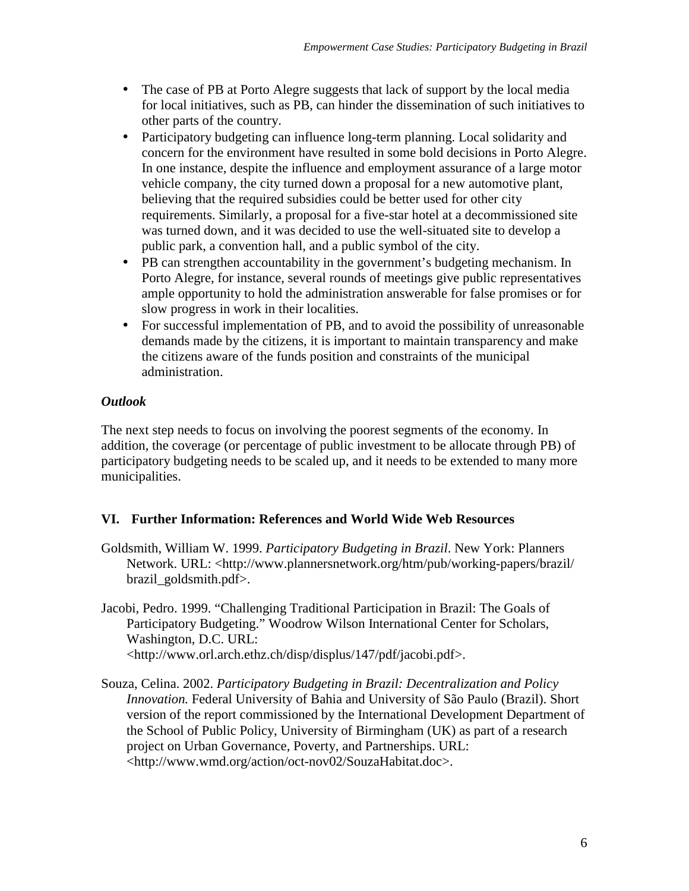- The case of PB at Porto Alegre suggests that lack of support by the local media for local initiatives, such as PB, can hinder the dissemination of such initiatives to other parts of the country.
- Participatory budgeting can influence long-term planning. Local solidarity and concern for the environment have resulted in some bold decisions in Porto Alegre. In one instance, despite the influence and employment assurance of a large motor vehicle company, the city turned down a proposal for a new automotive plant, believing that the required subsidies could be better used for other city requirements. Similarly, a proposal for a five-star hotel at a decommissioned site was turned down, and it was decided to use the well-situated site to develop a public park, a convention hall, and a public symbol of the city.
- PB can strengthen accountability in the government's budgeting mechanism. In Porto Alegre, for instance, several rounds of meetings give public representatives ample opportunity to hold the administration answerable for false promises or for slow progress in work in their localities.
- For successful implementation of PB, and to avoid the possibility of unreasonable demands made by the citizens, it is important to maintain transparency and make the citizens aware of the funds position and constraints of the municipal administration.

### *Outlook*

The next step needs to focus on involving the poorest segments of the economy. In addition, the coverage (or percentage of public investment to be allocate through PB) of participatory budgeting needs to be scaled up, and it needs to be extended to many more municipalities.

## VI. Further Information: References and World Wide Web Resources

Goldsmith, William W. 1999. *Participatory Budgeting in Brazil*. New York: Planners Network. URL: <http://www.plannersnetwork.org/htm/pub/working-papers/brazil/brazil_goldsmith.pdf>.

Jacobi, Pedro. 1999. "Challenging Traditional Participation in Brazil: The Goals of Participatory Budgeting." Woodrow Wilson International Center for Scholars, Washington, D.C. URL: <http://www.orl.arch.ethz.ch/disp/displus/147/pdf/jacobi.pdf>.

Souza, Celina. 2002. *Participatory Budgeting in Brazil: Decentralization and Policy Innovation.* Federal University of Bahia and University of São Paulo (Brazil). Short version of the report commissioned by the International Development Department of the School of Public Policy, University of Birmingham (UK) as part of a research project on Urban Governance, Poverty, and Partnerships. URL: <http://www.wmd.org/action/oct-nov02/SouzaHabitat.doc>.